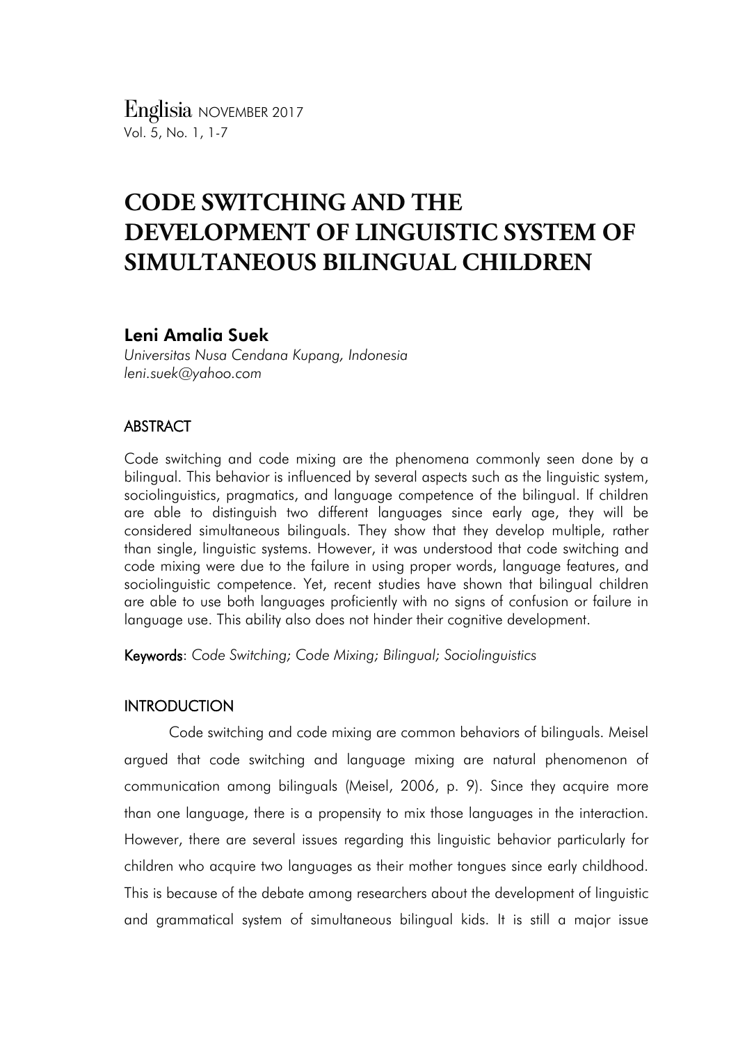# CODE SWITCHING AND THE DEVELOPMENT OF LINGUISTIC SYSTEM OF SIMULTANEOUS BILINGUAL CHILDREN

**Leni Amalia Suek**

*Universitas Nusa Cendana Kupang, Indonesia*
*leni.suek@yahoo.com*

## ABSTRACT

Code switching and code mixing are the phenomena commonly seen done by a bilingual. This behavior is influenced by several aspects such as the linguistic system, sociolinguistics, pragmatics, and language competence of the bilingual. If children are able to distinguish two different languages since early age, they will be considered simultaneous bilinguals. They show that they develop multiple, rather than single, linguistic systems. However, it was understood that code switching and code mixing were due to the failure in using proper words, language features, and sociolinguistic competence. Yet, recent studies have shown that bilingual children are able to use both languages proficiently with no signs of confusion or failure in language use. This ability also does not hinder their cognitive development.

**Keywords**: *Code Switching; Code Mixing; Bilingual; Sociolinguistics*

## INTRODUCTION

Code switching and code mixing are common behaviors of bilinguals. Meisel argued that code switching and language mixing are natural phenomenon of communication among bilinguals (Meisel, 2006, p. 9). Since they acquire more than one language, there is a propensity to mix those languages in the interaction. However, there are several issues regarding this linguistic behavior particularly for children who acquire two languages as their mother tongues since early childhood. This is because of the debate among researchers about the development of linguistic and grammatical system of simultaneous bilingual kids. It is still a major issue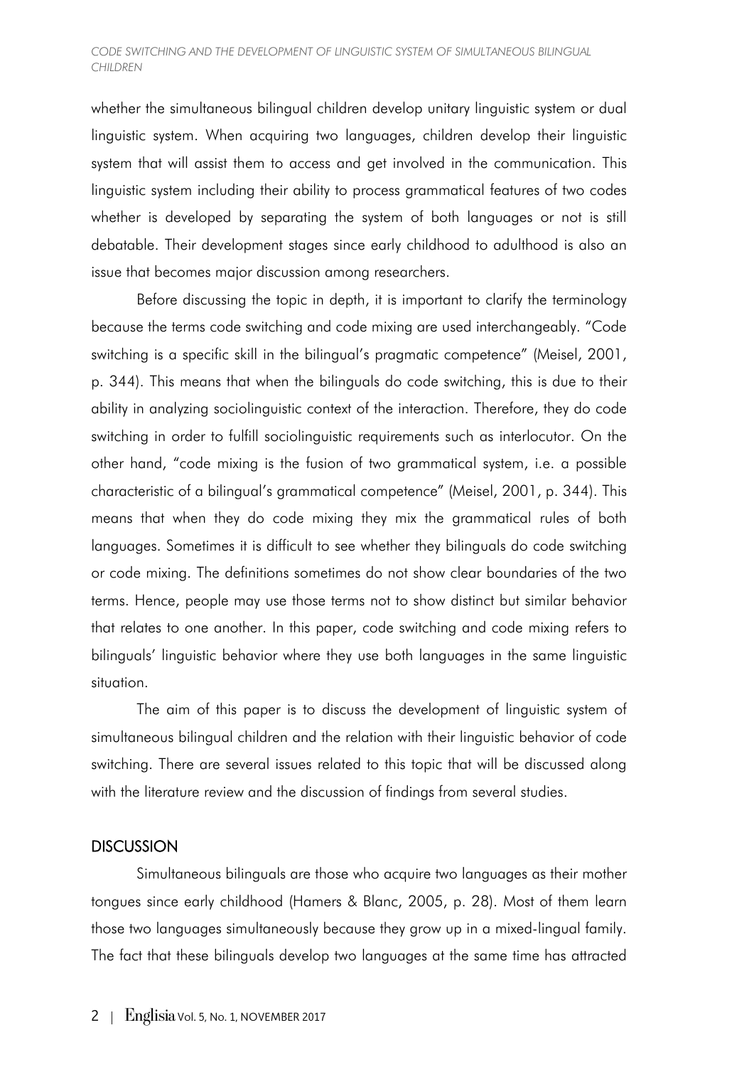whether the simultaneous bilingual children develop unitary linguistic system or dual linguistic system. When acquiring two languages, children develop their linguistic system that will assist them to access and get involved in the communication. This linguistic system including their ability to process grammatical features of two codes whether is developed by separating the system of both languages or not is still debatable. Their development stages since early childhood to adulthood is also an issue that becomes major discussion among researchers.

Before discussing the topic in depth, it is important to clarify the terminology because the terms code switching and code mixing are used interchangeably. "Code switching is a specific skill in the bilingual's pragmatic competence" (Meisel, 2001, p. 344). This means that when the bilinguals do code switching, this is due to their ability in analyzing sociolinguistic context of the interaction. Therefore, they do code switching in order to fulfill sociolinguistic requirements such as interlocutor. On the other hand, "code mixing is the fusion of two grammatical system, i.e. a possible characteristic of a bilingual's grammatical competence" (Meisel, 2001, p. 344). This means that when they do code mixing they mix the grammatical rules of both languages. Sometimes it is difficult to see whether they bilinguals do code switching or code mixing. The definitions sometimes do not show clear boundaries of the two terms. Hence, people may use those terms not to show distinct but similar behavior that relates to one another. In this paper, code switching and code mixing refers to bilinguals' linguistic behavior where they use both languages in the same linguistic situation.

The aim of this paper is to discuss the development of linguistic system of simultaneous bilingual children and the relation with their linguistic behavior of code switching. There are several issues related to this topic that will be discussed along with the literature review and the discussion of findings from several studies.

## DISCUSSION

Simultaneous bilinguals are those who acquire two languages as their mother tongues since early childhood (Hamers & Blanc, 2005, p. 28). Most of them learn those two languages simultaneously because they grow up in a mixed-lingual family. The fact that these bilinguals develop two languages at the same time has attracted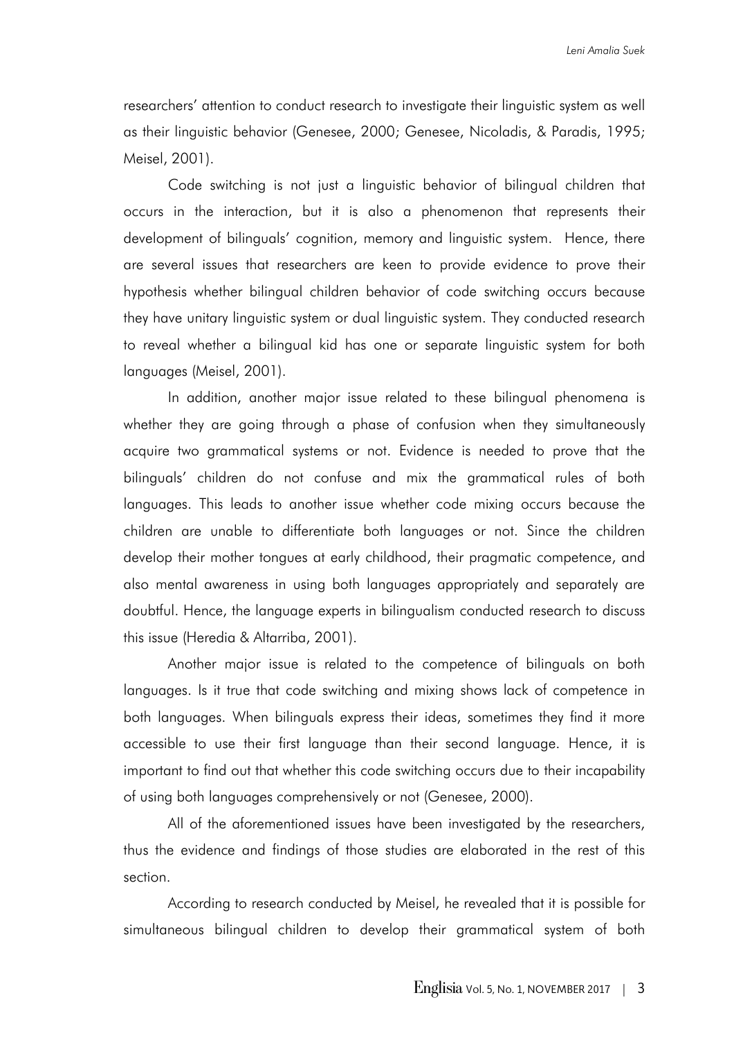researchers' attention to conduct research to investigate their linguistic system as well as their linguistic behavior (Genesee, 2000; Genesee, Nicoladis, & Paradis, 1995; Meisel, 2001).

Code switching is not just a linguistic behavior of bilingual children that occurs in the interaction, but it is also a phenomenon that represents their development of bilinguals' cognition, memory and linguistic system. Hence, there are several issues that researchers are keen to provide evidence to prove their hypothesis whether bilingual children behavior of code switching occurs because they have unitary linguistic system or dual linguistic system. They conducted research to reveal whether a bilingual kid has one or separate linguistic system for both languages (Meisel, 2001).

In addition, another major issue related to these bilingual phenomena is whether they are going through a phase of confusion when they simultaneously acquire two grammatical systems or not. Evidence is needed to prove that the bilinguals' children do not confuse and mix the grammatical rules of both languages. This leads to another issue whether code mixing occurs because the children are unable to differentiate both languages or not. Since the children develop their mother tongues at early childhood, their pragmatic competence, and also mental awareness in using both languages appropriately and separately are doubtful. Hence, the language experts in bilingualism conducted research to discuss this issue (Heredia & Altarriba, 2001).

Another major issue is related to the competence of bilinguals on both languages. Is it true that code switching and mixing shows lack of competence in both languages. When bilinguals express their ideas, sometimes they find it more accessible to use their first language than their second language. Hence, it is important to find out that whether this code switching occurs due to their incapability of using both languages comprehensively or not (Genesee, 2000).

All of the aforementioned issues have been investigated by the researchers, thus the evidence and findings of those studies are elaborated in the rest of this section.

According to research conducted by Meisel, he revealed that it is possible for simultaneous bilingual children to develop their grammatical system of both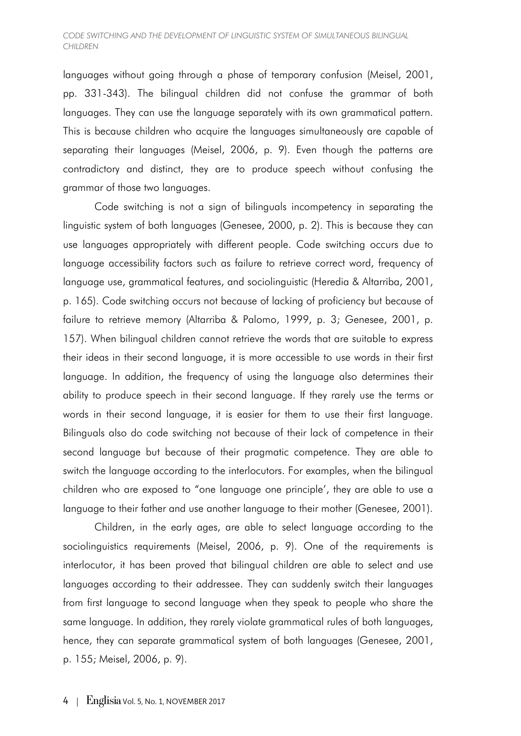languages without going through a phase of temporary confusion (Meisel, 2001, pp. 331-343). The bilingual children did not confuse the grammar of both languages. They can use the language separately with its own grammatical pattern. This is because children who acquire the languages simultaneously are capable of separating their languages (Meisel, 2006, p. 9). Even though the patterns are contradictory and distinct, they are to produce speech without confusing the grammar of those two languages.

Code switching is not a sign of bilinguals incompetency in separating the linguistic system of both languages (Genesee, 2000, p. 2). This is because they can use languages appropriately with different people. Code switching occurs due to language accessibility factors such as failure to retrieve correct word, frequency of language use, grammatical features, and sociolinguistic (Heredia & Altarriba, 2001, p. 165). Code switching occurs not because of lacking of proficiency but because of failure to retrieve memory (Altarriba & Palomo, 1999, p. 3; Genesee, 2001, p. 157). When bilingual children cannot retrieve the words that are suitable to express their ideas in their second language, it is more accessible to use words in their first language. In addition, the frequency of using the language also determines their ability to produce speech in their second language. If they rarely use the terms or words in their second language, it is easier for them to use their first language. Bilinguals also do code switching not because of their lack of competence in their second language but because of their pragmatic competence. They are able to switch the language according to the interlocutors. For examples, when the bilingual children who are exposed to "one language one principle', they are able to use a language to their father and use another language to their mother (Genesee, 2001).

Children, in the early ages, are able to select language according to the sociolinguistics requirements (Meisel, 2006, p. 9). One of the requirements is interlocutor, it has been proved that bilingual children are able to select and use languages according to their addressee. They can suddenly switch their languages from first language to second language when they speak to people who share the same language. In addition, they rarely violate grammatical rules of both languages, hence, they can separate grammatical system of both languages (Genesee, 2001, p. 155; Meisel, 2006, p. 9).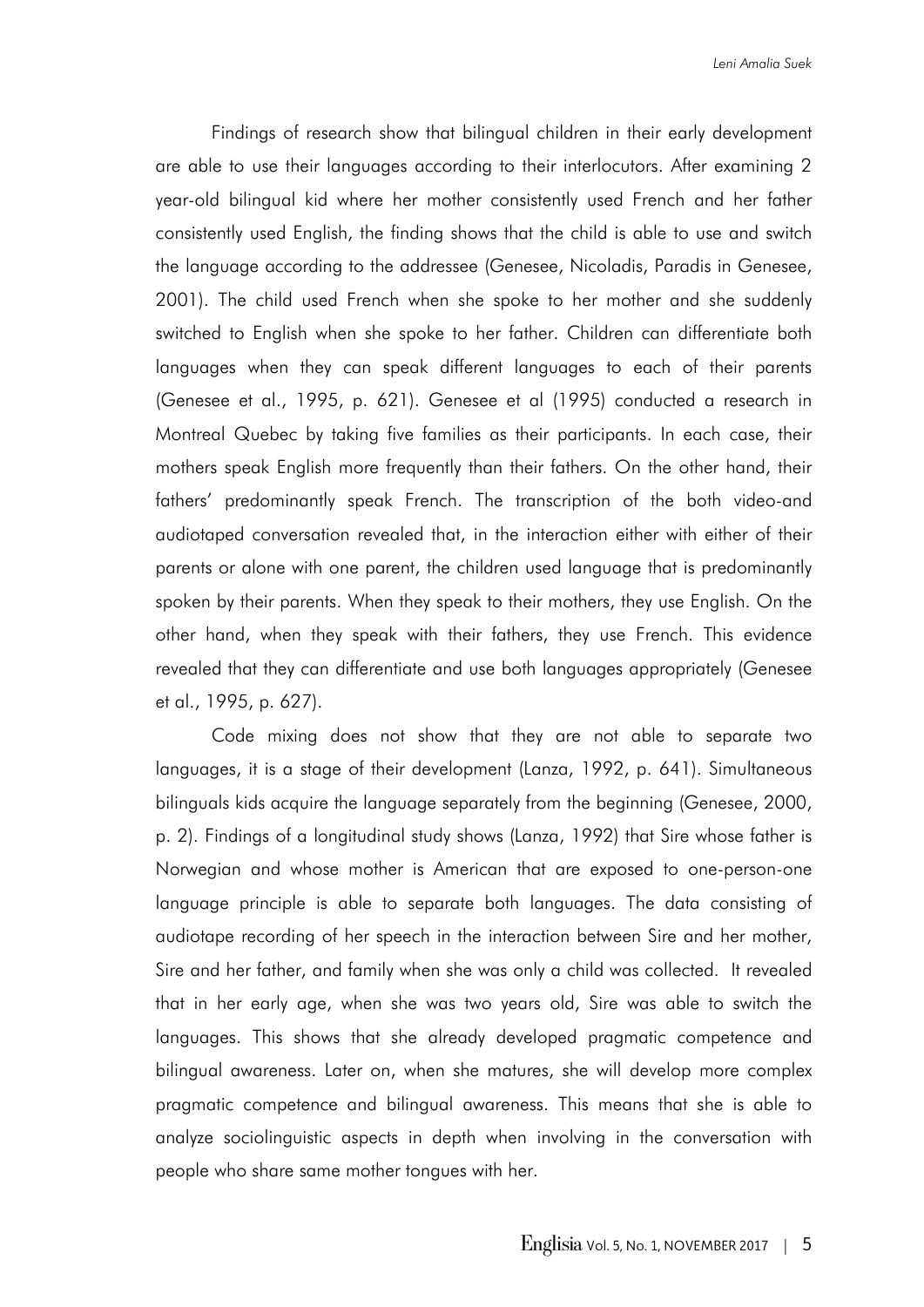Findings of research show that bilingual children in their early development are able to use their languages according to their interlocutors. After examining 2 year-old bilingual kid where her mother consistently used French and her father consistently used English, the finding shows that the child is able to use and switch the language according to the addressee (Genesee, Nicoladis, Paradis in Genesee, 2001). The child used French when she spoke to her mother and she suddenly switched to English when she spoke to her father. Children can differentiate both languages when they can speak different languages to each of their parents (Genesee et al., 1995, p. 621). Genesee et al (1995) conducted a research in Montreal Quebec by taking five families as their participants. In each case, their mothers speak English more frequently than their fathers. On the other hand, their fathers' predominantly speak French. The transcription of the both video-and audiotaped conversation revealed that, in the interaction either with either of their parents or alone with one parent, the children used language that is predominantly spoken by their parents. When they speak to their mothers, they use English. On the other hand, when they speak with their fathers, they use French. This evidence revealed that they can differentiate and use both languages appropriately (Genesee et al., 1995, p. 627).

Code mixing does not show that they are not able to separate two languages, it is a stage of their development (Lanza, 1992, p. 641). Simultaneous bilinguals kids acquire the language separately from the beginning (Genesee, 2000, p. 2). Findings of a longitudinal study shows (Lanza, 1992) that Sire whose father is Norwegian and whose mother is American that are exposed to one-person-one language principle is able to separate both languages. The data consisting of audiotape recording of her speech in the interaction between Sire and her mother, Sire and her father, and family when she was only a child was collected. It revealed that in her early age, when she was two years old, Sire was able to switch the languages. This shows that she already developed pragmatic competence and bilingual awareness. Later on, when she matures, she will develop more complex pragmatic competence and bilingual awareness. This means that she is able to analyze sociolinguistic aspects in depth when involving in the conversation with people who share same mother tongues with her.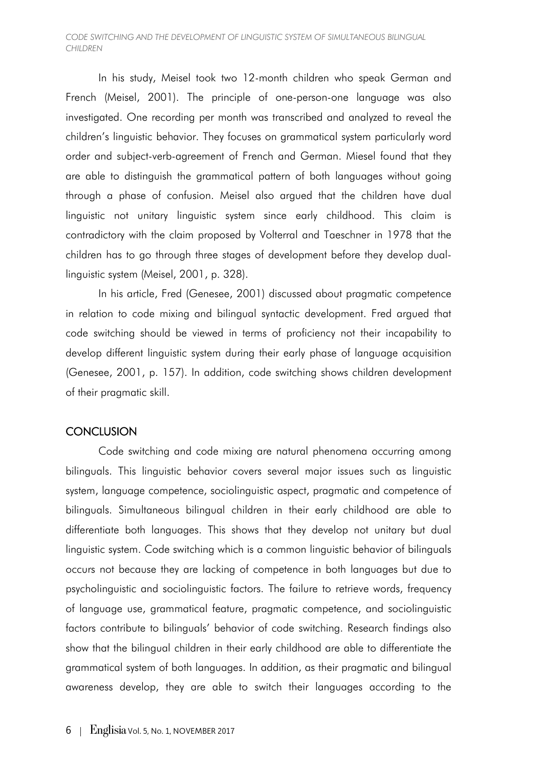In his study, Meisel took two 12-month children who speak German and French (Meisel, 2001). The principle of one-person-one language was also investigated. One recording per month was transcribed and analyzed to reveal the children's linguistic behavior. They focuses on grammatical system particularly word order and subject-verb-agreement of French and German. Miesel found that they are able to distinguish the grammatical pattern of both languages without going through a phase of confusion. Meisel also argued that the children have dual linguistic not unitary linguistic system since early childhood. This claim is contradictory with the claim proposed by Volterral and Taeschner in 1978 that the children has to go through three stages of development before they develop dual-linguistic system (Meisel, 2001, p. 328).

In his article, Fred (Genesee, 2001) discussed about pragmatic competence in relation to code mixing and bilingual syntactic development. Fred argued that code switching should be viewed in terms of proficiency not their incapability to develop different linguistic system during their early phase of language acquisition (Genesee, 2001, p. 157). In addition, code switching shows children development of their pragmatic skill.

## CONCLUSION

Code switching and code mixing are natural phenomena occurring among bilinguals. This linguistic behavior covers several major issues such as linguistic system, language competence, sociolinguistic aspect, pragmatic and competence of bilinguals. Simultaneous bilingual children in their early childhood are able to differentiate both languages. This shows that they develop not unitary but dual linguistic system. Code switching which is a common linguistic behavior of bilinguals occurs not because they are lacking of competence in both languages but due to psycholinguistic and sociolinguistic factors. The failure to retrieve words, frequency of language use, grammatical feature, pragmatic competence, and sociolinguistic factors contribute to bilinguals' behavior of code switching. Research findings also show that the bilingual children in their early childhood are able to differentiate the grammatical system of both languages. In addition, as their pragmatic and bilingual awareness develop, they are able to switch their languages according to the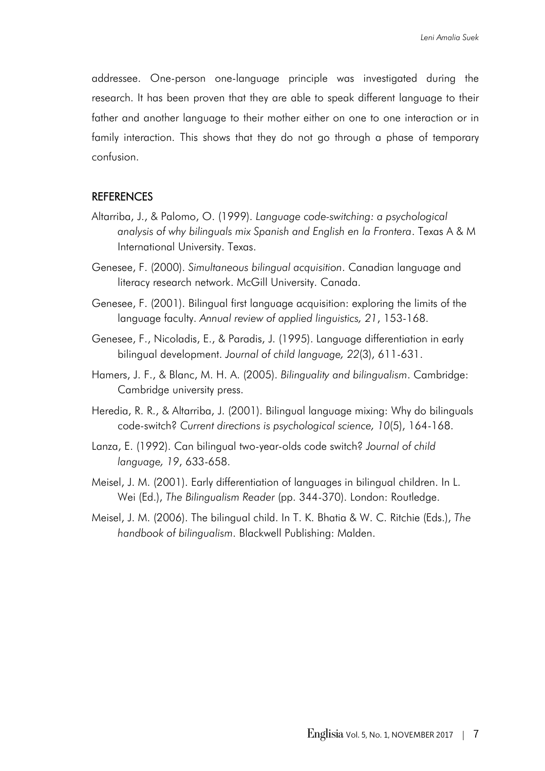addressee. One-person one-language principle was investigated during the research. It has been proven that they are able to speak different language to their father and another language to their mother either on one to one interaction or in family interaction. This shows that they do not go through a phase of temporary confusion.

## REFERENCES

Altarriba, J., & Palomo, O. (1999). *Language code-switching: a psychological analysis of why bilinguals mix Spanish and English en la Frontera*. Texas A & M International University. Texas.

Genesee, F. (2000). *Simultaneous bilingual acquisition*. Canadian language and literacy research network. McGill University. Canada.

Genesee, F. (2001). Bilingual first language acquisition: exploring the limits of the language faculty. *Annual review of applied linguistics, 21*, 153-168.

Genesee, F., Nicoladis, E., & Paradis, J. (1995). Language differentiation in early bilingual development. *Journal of child language, 22*(3), 611-631.

Hamers, J. F., & Blanc, M. H. A. (2005). *Bilinguality and bilingualism*. Cambridge: Cambridge university press.

Heredia, R. R., & Altarriba, J. (2001). Bilingual language mixing: Why do bilinguals code-switch? *Current directions is psychological science, 10*(5), 164-168.

Lanza, E. (1992). Can bilingual two-year-olds code switch? *Journal of child language, 19*, 633-658.

Meisel, J. M. (2001). Early differentiation of languages in bilingual children. In L. Wei (Ed.), *The Bilingualism Reader* (pp. 344-370). London: Routledge.

Meisel, J. M. (2006). The bilingual child. In T. K. Bhatia & W. C. Ritchie (Eds.), *The handbook of bilingualism*. Blackwell Publishing: Malden.